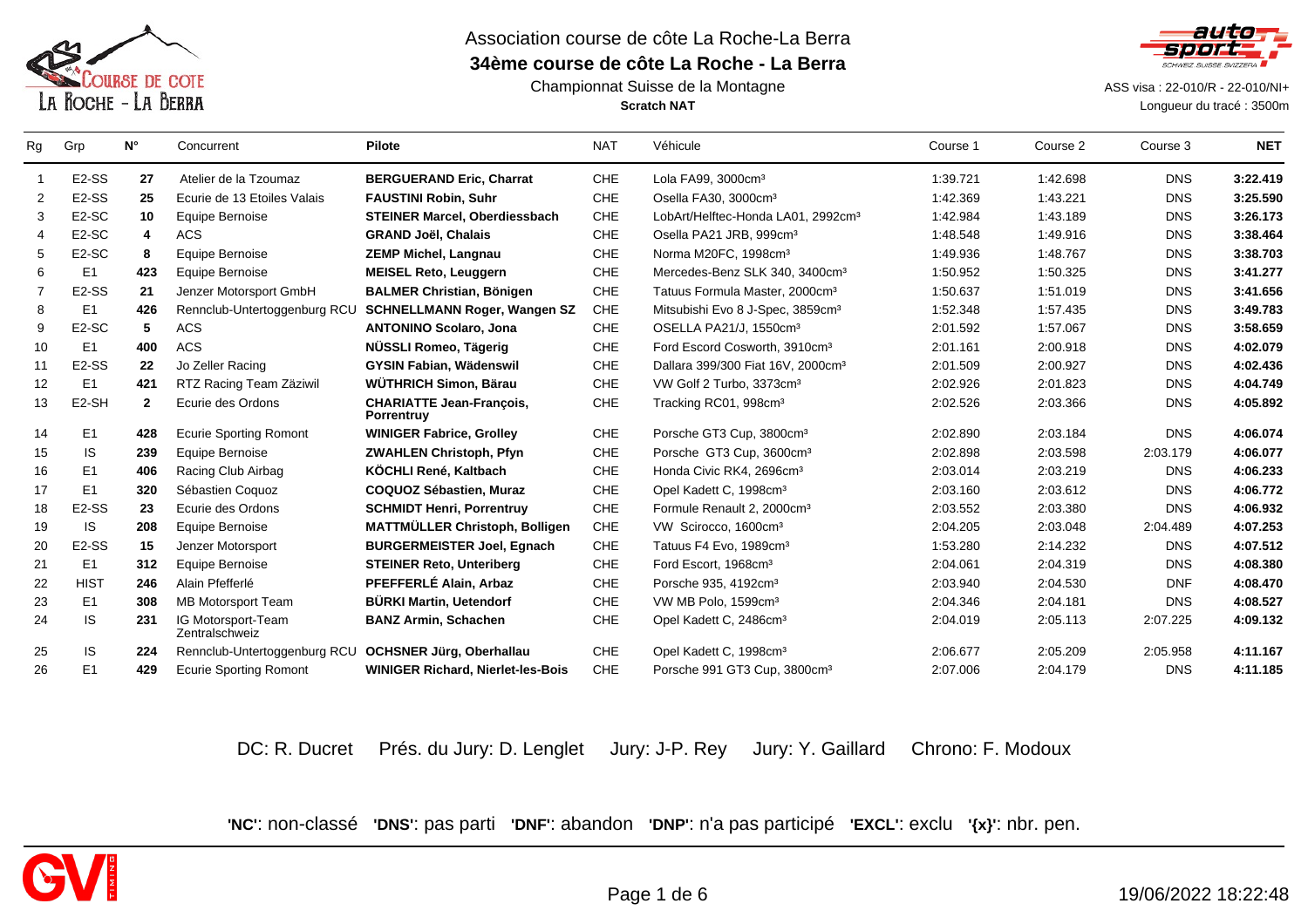# Association course de côte La Roche-La Berra

## 34ème course de côte La Roche - La Berra

Championnat Suisse de la Montagne

**Scratch NAT**

ASS visa : 22-010/R - 22-010/NI+

Longueur du tracé : 3500m

| Rg | Grp | N° | Concurrent | Pilote | NAT | Véhicule | Course 1 | Course 2 | Course 3 | NET |
|---|---|---|---|---|---|---|---|---|---|---|
| 1 | E2-SS | 27 | Atelier de la Tzoumaz | **BERGUERAND Eric, Charrat** | CHE | Lola FA99, 3000cm³ | 1:39.721 | 1:42.698 | DNS | **3:22.419** |
| 2 | E2-SS | 25 | Ecurie de 13 Etoiles Valais | **FAUSTINI Robin, Suhr** | CHE | Osella FA30, 3000cm³ | 1:42.369 | 1:43.221 | DNS | **3:25.590** |
| 3 | E2-SC | 10 | Equipe Bernoise | **STEINER Marcel, Oberdiessbach** | CHE | LobArt/Helftec-Honda LA01, 2992cm³ | 1:42.984 | 1:43.189 | DNS | **3:26.173** |
| 4 | E2-SC | 4 | ACS | **GRAND Joël, Chalais** | CHE | Osella PA21 JRB, 999cm³ | 1:48.548 | 1:49.916 | DNS | **3:38.464** |
| 5 | E2-SC | 8 | Equipe Bernoise | **ZEMP Michel, Langnau** | CHE | Norma M20FC, 1998cm³ | 1:49.936 | 1:48.767 | DNS | **3:38.703** |
| 6 | E1 | 423 | Equipe Bernoise | **MEISEL Reto, Leuggern** | CHE | Mercedes-Benz SLK 340, 3400cm³ | 1:50.952 | 1:50.325 | DNS | **3:41.277** |
| 7 | E2-SS | 21 | Jenzer Motorsport GmbH | **BALMER Christian, Bönigen** | CHE | Tatuus Formula Master, 2000cm³ | 1:50.637 | 1:51.019 | DNS | **3:41.656** |
| 8 | E1 | 426 | Rennclub-Untertoggenburg RCU | **SCHNELLMANN Roger, Wangen SZ** | CHE | Mitsubishi Evo 8 J-Spec, 3859cm³ | 1:52.348 | 1:57.435 | DNS | **3:49.783** |
| 9 | E2-SC | 5 | ACS | **ANTONINO Scolaro, Jona** | CHE | OSELLA PA21/J, 1550cm³ | 2:01.592 | 1:57.067 | DNS | **3:58.659** |
| 10 | E1 | 400 | ACS | **NÜSSLI Romeo, Tägerig** | CHE | Ford Escord Cosworth, 3910cm³ | 2:01.161 | 2:00.918 | DNS | **4:02.079** |
| 11 | E2-SS | 22 | Jo Zeller Racing | **GYSIN Fabian, Wädenswil** | CHE | Dallara 399/300 Fiat 16V, 2000cm³ | 2:01.509 | 2:00.927 | DNS | **4:02.436** |
| 12 | E1 | 421 | RTZ Racing Team Zäziwil | **WÜTHRICH Simon, Bärau** | CHE | VW Golf 2 Turbo, 3373cm³ | 2:02.926 | 2:01.823 | DNS | **4:04.749** |
| 13 | E2-SH | 2 | Ecurie des Ordons | **CHARIATTE Jean-François, Porrentruy** | CHE | Tracking RC01, 998cm³ | 2:02.526 | 2:03.366 | DNS | **4:05.892** |
| 14 | E1 | 428 | Ecurie Sporting Romont | **WINIGER Fabrice, Grolley** | CHE | Porsche GT3 Cup, 3800cm³ | 2:02.890 | 2:03.184 | DNS | **4:06.074** |
| 15 | IS | 239 | Equipe Bernoise | **ZWAHLEN Christoph, Pfyn** | CHE | Porsche GT3 Cup, 3600cm³ | 2:02.898 | 2:03.598 | 2:03.179 | **4:06.077** |
| 16 | E1 | 406 | Racing Club Airbag | **KÖCHLI René, Kaltbach** | CHE | Honda Civic RK4, 2696cm³ | 2:03.014 | 2:03.219 | DNS | **4:06.233** |
| 17 | E1 | 320 | Sébastien Coquoz | **COQUOZ Sébastien, Muraz** | CHE | Opel Kadett C, 1998cm³ | 2:03.160 | 2:03.612 | DNS | **4:06.772** |
| 18 | E2-SS | 23 | Ecurie des Ordons | **SCHMIDT Henri, Porrentruy** | CHE | Formule Renault 2, 2000cm³ | 2:03.552 | 2:03.380 | DNS | **4:06.932** |
| 19 | IS | 208 | Equipe Bernoise | **MATTMÜLLER Christoph, Bolligen** | CHE | VW Scirocco, 1600cm³ | 2:04.205 | 2:03.048 | 2:04.489 | **4:07.253** |
| 20 | E2-SS | 15 | Jenzer Motorsport | **BURGERMEISTER Joel, Egnach** | CHE | Tatuus F4 Evo, 1989cm³ | 1:53.280 | 2:14.232 | DNS | **4:07.512** |
| 21 | E1 | 312 | Equipe Bernoise | **STEINER Reto, Unteriberg** | CHE | Ford Escort, 1968cm³ | 2:04.061 | 2:04.319 | DNS | **4:08.380** |
| 22 | HIST | 246 | Alain Pfefferlé | **PFEFFERLÉ Alain, Arbaz** | CHE | Porsche 935, 4192cm³ | 2:03.940 | 2:04.530 | DNF | **4:08.470** |
| 23 | E1 | 308 | MB Motorsport Team | **BÜRKI Martin, Uetendorf** | CHE | VW MB Polo, 1599cm³ | 2:04.346 | 2:04.181 | DNS | **4:08.527** |
| 24 | IS | 231 | IG Motorsport-Team Zentralschweiz | **BANZ Armin, Schachen** | CHE | Opel Kadett C, 2486cm³ | 2:04.019 | 2:05.113 | 2:07.225 | **4:09.132** |
| 25 | IS | 224 | Rennclub-Untertoggenburg RCU | **OCHSNER Jürg, Oberhallau** | CHE | Opel Kadett C, 1998cm³ | 2:06.677 | 2:05.209 | 2:05.958 | **4:11.167** |
| 26 | E1 | 429 | Ecurie Sporting Romont | **WINIGER Richard, Nierlet-les-Bois** | CHE | Porsche 991 GT3 Cup, 3800cm³ | 2:07.006 | 2:04.179 | DNS | **4:11.185** |

DC: R. Ducret Prés. du Jury: D. Lenglet Jury: J-P. Rey Jury: Y. Gaillard Chrono: F. Modoux

**'NC'**: non-classé **'DNS'**: pas parti **'DNF'**: abandon **'DNP'**: n'a pas participé **'EXCL'**: exclu **'{x}'**: nbr. pen.

19/06/2022 18:22:48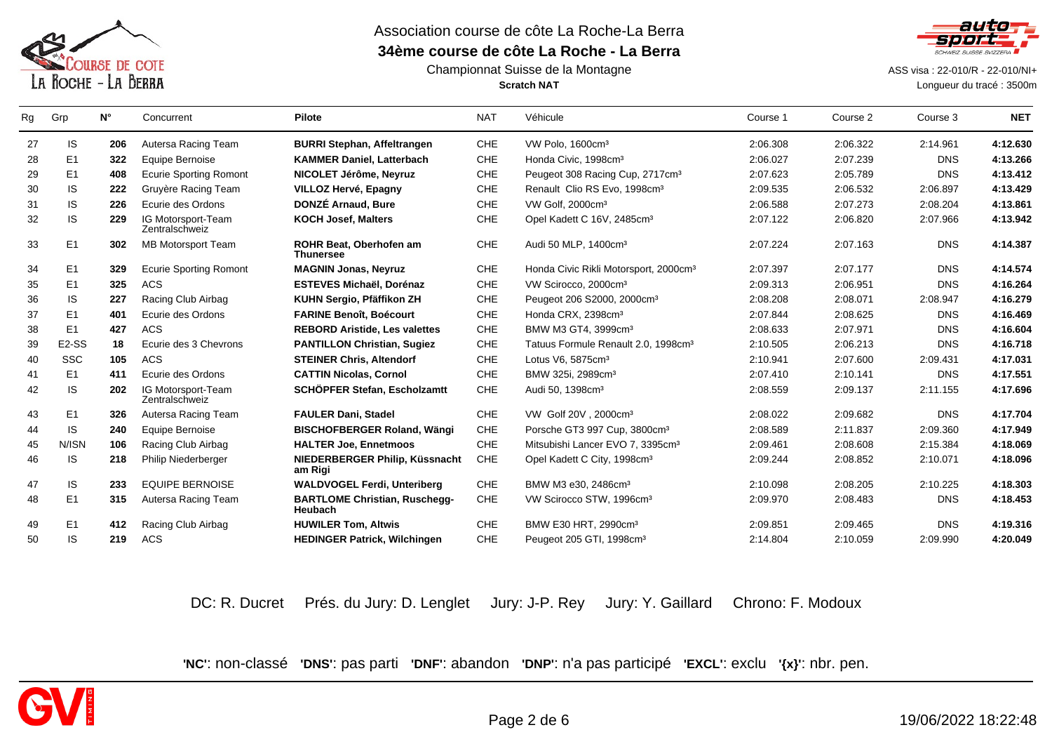Association course de côte La Roche-La Berra

**34ème course de côte La Roche - La Berra**

Championnat Suisse de la Montagne

**Scratch NAT**

ASS visa : 22-010/R - 22-010/NI+

Longueur du tracé : 3500m

| Rg | Grp | N° | Concurrent | Pilote | NAT | Véhicule | Course 1 | Course 2 | Course 3 | NET |
|---|---|---|---|---|---|---|---|---|---|---|
| 27 | IS | **206** | Autersa Racing Team | **BURRI Stephan, Affeltrangen** | CHE | VW Polo, 1600cm³ | 2:06.308 | 2:06.322 | 2:14.961 | **4:12.630** |
| 28 | E1 | **322** | Equipe Bernoise | **KAMMER Daniel, Latterbach** | CHE | Honda Civic, 1998cm³ | 2:06.027 | 2:07.239 | DNS | **4:13.266** |
| 29 | E1 | **408** | Ecurie Sporting Romont | **NICOLET Jérôme, Neyruz** | CHE | Peugeot 308 Racing Cup, 2717cm³ | 2:07.623 | 2:05.789 | DNS | **4:13.412** |
| 30 | IS | **222** | Gruyère Racing Team | **VILLOZ Hervé, Epagny** | CHE | Renault Clio RS Evo, 1998cm³ | 2:09.535 | 2:06.532 | 2:06.897 | **4:13.429** |
| 31 | IS | **226** | Ecurie des Ordons | **DONZÉ Arnaud, Bure** | CHE | VW Golf, 2000cm³ | 2:06.588 | 2:07.273 | 2:08.204 | **4:13.861** |
| 32 | IS | **229** | IG Motorsport-Team Zentralschweiz | **KOCH Josef, Malters** | CHE | Opel Kadett C 16V, 2485cm³ | 2:07.122 | 2:06.820 | 2:07.966 | **4:13.942** |
| 33 | E1 | **302** | MB Motorsport Team | **ROHR Beat, Oberhofen am Thunersee** | CHE | Audi 50 MLP, 1400cm³ | 2:07.224 | 2:07.163 | DNS | **4:14.387** |
| 34 | E1 | **329** | Ecurie Sporting Romont | **MAGNIN Jonas, Neyruz** | CHE | Honda Civic Rikli Motorsport, 2000cm³ | 2:07.397 | 2:07.177 | DNS | **4:14.574** |
| 35 | E1 | **325** | ACS | **ESTEVES Michaël, Dorénaz** | CHE | VW Scirocco, 2000cm³ | 2:09.313 | 2:06.951 | DNS | **4:16.264** |
| 36 | IS | **227** | Racing Club Airbag | **KUHN Sergio, Pfäffikon ZH** | CHE | Peugeot 206 S2000, 2000cm³ | 2:08.208 | 2:08.071 | 2:08.947 | **4:16.279** |
| 37 | E1 | **401** | Ecurie des Ordons | **FARINE Benoît, Boécourt** | CHE | Honda CRX, 2398cm³ | 2:07.844 | 2:08.625 | DNS | **4:16.469** |
| 38 | E1 | **427** | ACS | **REBORD Aristide, Les valettes** | CHE | BMW M3 GT4, 3999cm³ | 2:08.633 | 2:07.971 | DNS | **4:16.604** |
| 39 | E2-SS | **18** | Ecurie des 3 Chevrons | **PANTILLON Christian, Sugiez** | CHE | Tatuus Formule Renault 2.0, 1998cm³ | 2:10.505 | 2:06.213 | DNS | **4:16.718** |
| 40 | SSC | **105** | ACS | **STEINER Chris, Altendorf** | CHE | Lotus V6, 5875cm³ | 2:10.941 | 2:07.600 | 2:09.431 | **4:17.031** |
| 41 | E1 | **411** | Ecurie des Ordons | **CATTIN Nicolas, Cornol** | CHE | BMW 325i, 2989cm³ | 2:07.410 | 2:10.141 | DNS | **4:17.551** |
| 42 | IS | **202** | IG Motorsport-Team Zentralschweiz | **SCHÖPFER Stefan, Escholzamtt** | CHE | Audi 50, 1398cm³ | 2:08.559 | 2:09.137 | 2:11.155 | **4:17.696** |
| 43 | E1 | **326** | Autersa Racing Team | **FAULER Dani, Stadel** | CHE | VW Golf 20V , 2000cm³ | 2:08.022 | 2:09.682 | DNS | **4:17.704** |
| 44 | IS | **240** | Equipe Bernoise | **BISCHOFBERGER Roland, Wängi** | CHE | Porsche GT3 997 Cup, 3800cm³ | 2:08.589 | 2:11.837 | 2:09.360 | **4:17.949** |
| 45 | N/ISN | **106** | Racing Club Airbag | **HALTER Joe, Ennetmoos** | CHE | Mitsubishi Lancer EVO 7, 3395cm³ | 2:09.461 | 2:08.608 | 2:15.384 | **4:18.069** |
| 46 | IS | **218** | Philip Niederberger | **NIEDERBERGER Philip, Küssnacht am Rigi** | CHE | Opel Kadett C City, 1998cm³ | 2:09.244 | 2:08.852 | 2:10.071 | **4:18.096** |
| 47 | IS | **233** | EQUIPE BERNOISE | **WALDVOGEL Ferdi, Unteriberg** | CHE | BMW M3 e30, 2486cm³ | 2:10.098 | 2:08.205 | 2:10.225 | **4:18.303** |
| 48 | E1 | **315** | Autersa Racing Team | **BARTLOME Christian, Ruschegg-Heubach** | CHE | VW Scirocco STW, 1996cm³ | 2:09.970 | 2:08.483 | DNS | **4:18.453** |
| 49 | E1 | **412** | Racing Club Airbag | **HUWILER Tom, Altwis** | CHE | BMW E30 HRT, 2990cm³ | 2:09.851 | 2:09.465 | DNS | **4:19.316** |
| 50 | IS | **219** | ACS | **HEDINGER Patrick, Wilchingen** | CHE | Peugeot 205 GTI, 1998cm³ | 2:14.804 | 2:10.059 | 2:09.990 | **4:20.049** |

DC: R. Ducret    Prés. du Jury: D. Lenglet    Jury: J-P. Rey    Jury: Y. Gaillard    Chrono: F. Modoux

**'NC'**: non-classé **'DNS'**: pas parti **'DNF'**: abandon **'DNP'**: n'a pas participé **'EXCL'**: exclu **'{x}'**: nbr. pen.

19/06/2022 18:22:48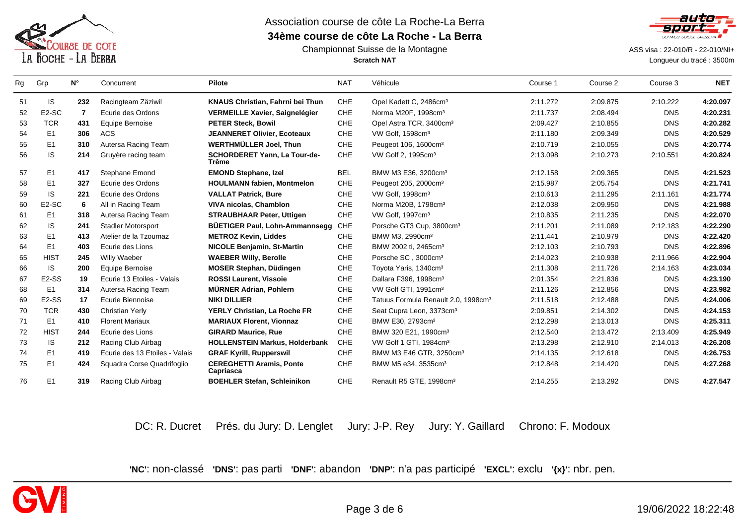Association course de côte La Roche-La Berra

# 34ème course de côte La Roche - La Berra

Championnat Suisse de la Montagne

**Scratch NAT**

ASS visa : 22-010/R - 22-010/NI+

Longueur du tracé : 3500m

| Rg | Grp | N° | Concurrent | Pilote | NAT | Véhicule | Course 1 | Course 2 | Course 3 | NET |
|---|---|---|---|---|---|---|---|---|---|---|
| 51 | IS | **232** | Racingteam Zäziwil | **KNAUS Christian, Fahrni bei Thun** | CHE | Opel Kadett C, 2486cm³ | 2:11.272 | 2:09.875 | 2:10.222 | **4:20.097** |
| 52 | E2-SC | **7** | Ecurie des Ordons | **VERMEILLE Xavier, Saignelégier** | CHE | Norma M20F, 1998cm³ | 2:11.737 | 2:08.494 | DNS | **4:20.231** |
| 53 | TCR | **431** | Equipe Bernoise | **PETER Steck, Bowil** | CHE | Opel Astra TCR, 3400cm³ | 2:09.427 | 2:10.855 | DNS | **4:20.282** |
| 54 | E1 | **306** | ACS | **JEANNERET Olivier, Ecoteaux** | CHE | VW Golf, 1598cm³ | 2:11.180 | 2:09.349 | DNS | **4:20.529** |
| 55 | E1 | **310** | Autersa Racing Team | **WERTHMÜLLER Joel, Thun** | CHE | Peugeot 106, 1600cm³ | 2:10.719 | 2:10.055 | DNS | **4:20.774** |
| 56 | IS | **214** | Gruyère racing team | **SCHORDERET Yann, La Tour-de-Trême** | CHE | VW Golf 2, 1995cm³ | 2:13.098 | 2:10.273 | 2:10.551 | **4:20.824** |
| 57 | E1 | **417** | Stephane Emond | **EMOND Stephane, Izel** | BEL | BMW M3 E36, 3200cm³ | 2:12.158 | 2:09.365 | DNS | **4:21.523** |
| 58 | E1 | **327** | Ecurie des Ordons | **HOULMANN fabien, Montmelon** | CHE | Peugeot 205, 2000cm³ | 2:15.987 | 2:05.754 | DNS | **4:21.741** |
| 59 | IS | **221** | Ecurie des Ordons | **VALLAT Patrick, Bure** | CHE | VW Golf, 1998cm³ | 2:10.613 | 2:11.295 | 2:11.161 | **4:21.774** |
| 60 | E2-SC | **6** | All in Racing Team | **VIVA nicolas, Chamblon** | CHE | Norma M20B, 1798cm³ | 2:12.038 | 2:09.950 | DNS | **4:21.988** |
| 61 | E1 | **318** | Autersa Racing Team | **STRAUBHAAR Peter, Uttigen** | CHE | VW Golf, 1997cm³ | 2:10.835 | 2:11.235 | DNS | **4:22.070** |
| 62 | IS | **241** | Stadler Motorsport | **BÜETIGER Paul, Lohn-Ammannsegg** | CHE | Porsche GT3 Cup, 3800cm³ | 2:11.201 | 2:11.089 | 2:12.183 | **4:22.290** |
| 63 | E1 | **413** | Atelier de la Tzoumaz | **METROZ Kevin, Liddes** | CHE | BMW M3, 2990cm³ | 2:11.441 | 2:10.979 | DNS | **4:22.420** |
| 64 | E1 | **403** | Ecurie des Lions | **NICOLE Benjamin, St-Martin** | CHE | BMW 2002 ti, 2465cm³ | 2:12.103 | 2:10.793 | DNS | **4:22.896** |
| 65 | HIST | **245** | Willy Waeber | **WAEBER Willy, Berolle** | CHE | Porsche SC , 3000cm³ | 2:14.023 | 2:10.938 | 2:11.966 | **4:22.904** |
| 66 | IS | **200** | Equipe Bernoise | **MOSER Stephan, Düdingen** | CHE | Toyota Yaris, 1340cm³ | 2:11.308 | 2:11.726 | 2:14.163 | **4:23.034** |
| 67 | E2-SS | **19** | Ecurie 13 Etoiles - Valais | **ROSSI Laurent, Vissoie** | CHE | Dallara F396, 1998cm³ | 2:01.354 | 2:21.836 | DNS | **4:23.190** |
| 68 | E1 | **314** | Autersa Racing Team | **MÜRNER Adrian, Pohlern** | CHE | VW Golf GTI, 1991cm³ | 2:11.126 | 2:12.856 | DNS | **4:23.982** |
| 69 | E2-SS | **17** | Ecurie Biennoise | **NIKI DILLIER** | CHE | Tatuus Formula Renault 2.0, 1998cm³ | 2:11.518 | 2:12.488 | DNS | **4:24.006** |
| 70 | TCR | **430** | Christian Yerly | **YERLY Christian, La Roche FR** | CHE | Seat Cupra Leon, 3373cm³ | 2:09.851 | 2:14.302 | DNS | **4:24.153** |
| 71 | E1 | **410** | Florent Mariaux | **MARIAUX Florent, Vionnaz** | CHE | BMW E30, 2793cm³ | 2:12.298 | 2:13.013 | DNS | **4:25.311** |
| 72 | HIST | **244** | Ecurie des Lions | **GIRARD Maurice, Rue** | CHE | BMW 320 E21, 1990cm³ | 2:12.540 | 2:13.472 | 2:13.409 | **4:25.949** |
| 73 | IS | **212** | Racing Club Airbag | **HOLLENSTEIN Markus, Holderbank** | CHE | VW Golf 1 GTI, 1984cm³ | 2:13.298 | 2:12.910 | 2:14.013 | **4:26.208** |
| 74 | E1 | **419** | Ecurie des 13 Etoiles - Valais | **GRAF Kyrill, Rupperswil** | CHE | BMW M3 E46 GTR, 3250cm³ | 2:14.135 | 2:12.618 | DNS | **4:26.753** |
| 75 | E1 | **424** | Squadra Corse Quadrifoglio | **CEREGHETTI Aramis, Ponte Capriasca** | CHE | BMW M5 e34, 3535cm³ | 2:12.848 | 2:14.420 | DNS | **4:27.268** |
| 76 | E1 | **319** | Racing Club Airbag | **BOEHLER Stefan, Schleinikon** | CHE | Renault R5 GTE, 1998cm³ | 2:14.255 | 2:13.292 | DNS | **4:27.547** |

DC: R. Ducret    Prés. du Jury: D. Lenglet    Jury: J-P. Rey    Jury: Y. Gaillard    Chrono: F. Modoux

**'NC'**: non-classé  **'DNS'**: pas parti  **'DNF'**: abandon  **'DNP'**: n'a pas participé  **'EXCL'**: exclu  **'{x}'**: nbr. pen.

19/06/2022 18:22:48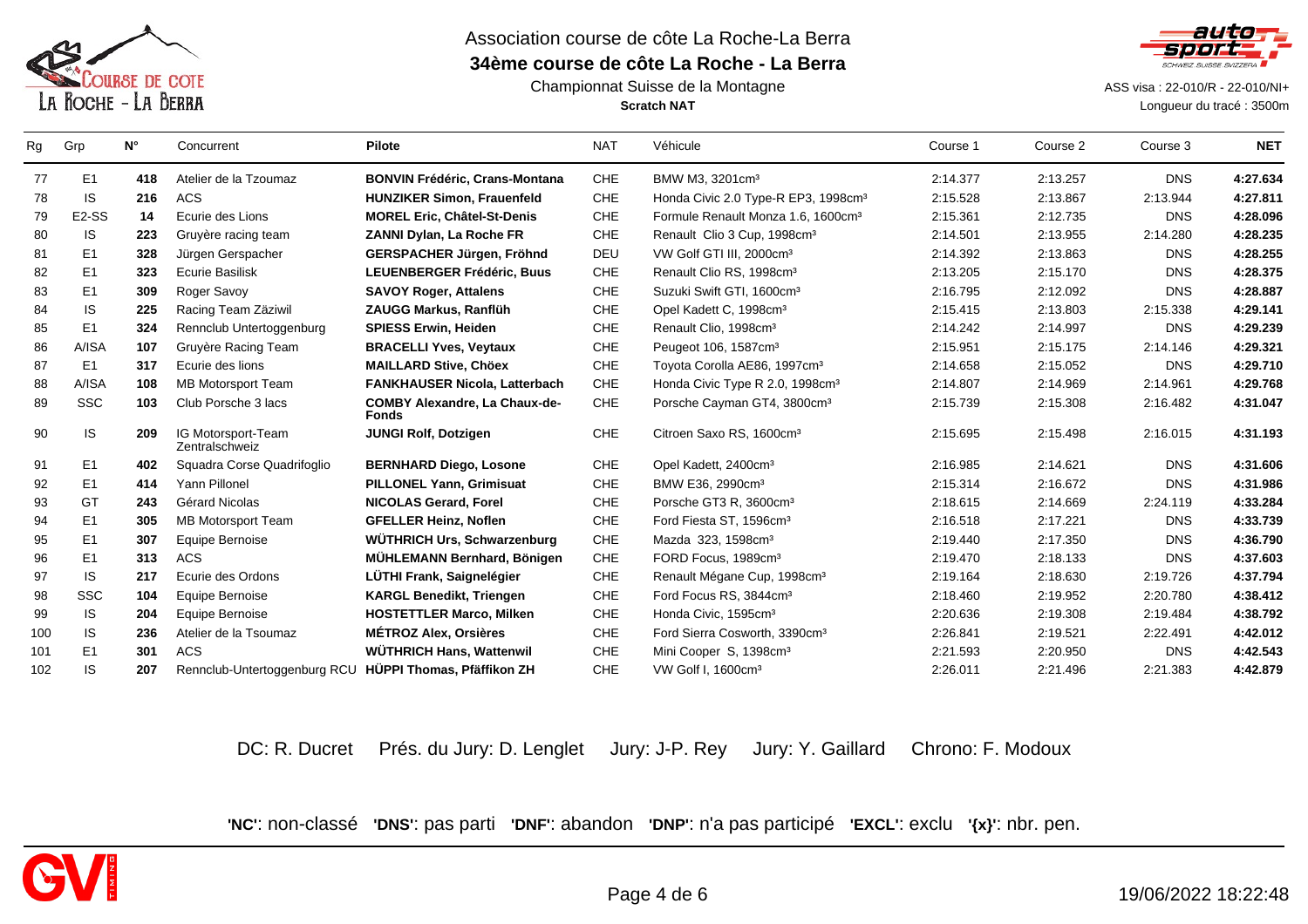Association course de côte La Roche-La Berra

**34ème course de côte La Roche - La Berra**

Championnat Suisse de la Montagne

**Scratch NAT**

ASS visa : 22-010/R - 22-010/NI+

Longueur du tracé : 3500m

| Rg | Grp | N° | Concurrent | Pilote | NAT | Véhicule | Course 1 | Course 2 | Course 3 | NET |
|---|---|---|---|---|---|---|---|---|---|---|
| 77 | E1 | **418** | Atelier de la Tzoumaz | **BONVIN Frédéric, Crans-Montana** | CHE | BMW M3, 3201cm³ | 2:14.377 | 2:13.257 | DNS | **4:27.634** |
| 78 | IS | **216** | ACS | **HUNZIKER Simon, Frauenfeld** | CHE | Honda Civic 2.0 Type-R EP3, 1998cm³ | 2:15.528 | 2:13.867 | 2:13.944 | **4:27.811** |
| 79 | E2-SS | **14** | Ecurie des Lions | **MOREL Eric, Châtel-St-Denis** | CHE | Formule Renault Monza 1.6, 1600cm³ | 2:15.361 | 2:12.735 | DNS | **4:28.096** |
| 80 | IS | **223** | Gruyère racing team | **ZANNI Dylan, La Roche FR** | CHE | Renault Clio 3 Cup, 1998cm³ | 2:14.501 | 2:13.955 | 2:14.280 | **4:28.235** |
| 81 | E1 | **328** | Jürgen Gerspacher | **GERSPACHER Jürgen, Fröhnd** | DEU | VW Golf GTI III, 2000cm³ | 2:14.392 | 2:13.863 | DNS | **4:28.255** |
| 82 | E1 | **323** | Ecurie Basilisk | **LEUENBERGER Frédéric, Buus** | CHE | Renault Clio RS, 1998cm³ | 2:13.205 | 2:15.170 | DNS | **4:28.375** |
| 83 | E1 | **309** | Roger Savoy | **SAVOY Roger, Attalens** | CHE | Suzuki Swift GTI, 1600cm³ | 2:16.795 | 2:12.092 | DNS | **4:28.887** |
| 84 | IS | **225** | Racing Team Zäziwil | **ZAUGG Markus, Ranflüh** | CHE | Opel Kadett C, 1998cm³ | 2:15.415 | 2:13.803 | 2:15.338 | **4:29.141** |
| 85 | E1 | **324** | Rennclub Untertoggenburg | **SPIESS Erwin, Heiden** | CHE | Renault Clio, 1998cm³ | 2:14.242 | 2:14.997 | DNS | **4:29.239** |
| 86 | A/ISA | **107** | Gruyère Racing Team | **BRACELLI Yves, Veytaux** | CHE | Peugeot 106, 1587cm³ | 2:15.951 | 2:15.175 | 2:14.146 | **4:29.321** |
| 87 | E1 | **317** | Ecurie des lions | **MAILLARD Stive, Chöex** | CHE | Toyota Corolla AE86, 1997cm³ | 2:14.658 | 2:15.052 | DNS | **4:29.710** |
| 88 | A/ISA | **108** | MB Motorsport Team | **FANKHAUSER Nicola, Latterbach** | CHE | Honda Civic Type R 2.0, 1998cm³ | 2:14.807 | 2:14.969 | 2:14.961 | **4:29.768** |
| 89 | SSC | **103** | Club Porsche 3 lacs | **COMBY Alexandre, La Chaux-de-Fonds** | CHE | Porsche Cayman GT4, 3800cm³ | 2:15.739 | 2:15.308 | 2:16.482 | **4:31.047** |
| 90 | IS | **209** | IG Motorsport-Team Zentralschweiz | **JUNGI Rolf, Dotzigen** | CHE | Citroen Saxo RS, 1600cm³ | 2:15.695 | 2:15.498 | 2:16.015 | **4:31.193** |
| 91 | E1 | **402** | Squadra Corse Quadrifoglio | **BERNHARD Diego, Losone** | CHE | Opel Kadett, 2400cm³ | 2:16.985 | 2:14.621 | DNS | **4:31.606** |
| 92 | E1 | **414** | Yann Pillonel | **PILLONEL Yann, Grimisuat** | CHE | BMW E36, 2990cm³ | 2:15.314 | 2:16.672 | DNS | **4:31.986** |
| 93 | GT | **243** | Gérard Nicolas | **NICOLAS Gerard, Forel** | CHE | Porsche GT3 R, 3600cm³ | 2:18.615 | 2:14.669 | 2:24.119 | **4:33.284** |
| 94 | E1 | **305** | MB Motorsport Team | **GFELLER Heinz, Noflen** | CHE | Ford Fiesta ST, 1596cm³ | 2:16.518 | 2:17.221 | DNS | **4:33.739** |
| 95 | E1 | **307** | Equipe Bernoise | **WÜTHRICH Urs, Schwarzenburg** | CHE | Mazda 323, 1598cm³ | 2:19.440 | 2:17.350 | DNS | **4:36.790** |
| 96 | E1 | **313** | ACS | **MÜHLEMANN Bernhard, Bönigen** | CHE | FORD Focus, 1989cm³ | 2:19.470 | 2:18.133 | DNS | **4:37.603** |
| 97 | IS | **217** | Ecurie des Ordons | **LÜTHI Frank, Saignelégier** | CHE | Renault Mégane Cup, 1998cm³ | 2:19.164 | 2:18.630 | 2:19.726 | **4:37.794** |
| 98 | SSC | **104** | Equipe Bernoise | **KARGL Benedikt, Triengen** | CHE | Ford Focus RS, 3844cm³ | 2:18.460 | 2:19.952 | 2:20.780 | **4:38.412** |
| 99 | IS | **204** | Equipe Bernoise | **HOSTETTLER Marco, Milken** | CHE | Honda Civic, 1595cm³ | 2:20.636 | 2:19.308 | 2:19.484 | **4:38.792** |
| 100 | IS | **236** | Atelier de la Tsoumaz | **MÉTROZ Alex, Orsières** | CHE | Ford Sierra Cosworth, 3390cm³ | 2:26.841 | 2:19.521 | 2:22.491 | **4:42.012** |
| 101 | E1 | **301** | ACS | **WÜTHRICH Hans, Wattenwil** | CHE | Mini Cooper S, 1398cm³ | 2:21.593 | 2:20.950 | DNS | **4:42.543** |
| 102 | IS | **207** | Rennclub-Untertoggenburg RCU | **HÜPPI Thomas, Pfäffikon ZH** | CHE | VW Golf I, 1600cm³ | 2:26.011 | 2:21.496 | 2:21.383 | **4:42.879** |

DC: R. Ducret   Prés. du Jury: D. Lenglet   Jury: J-P. Rey   Jury: Y. Gaillard   Chrono: F. Modoux

**'NC'**: non-classé **'DNS'**: pas parti **'DNF'**: abandon **'DNP'**: n'a pas participé **'EXCL'**: exclu **'{x}'**: nbr. pen.

19/06/2022 18:22:48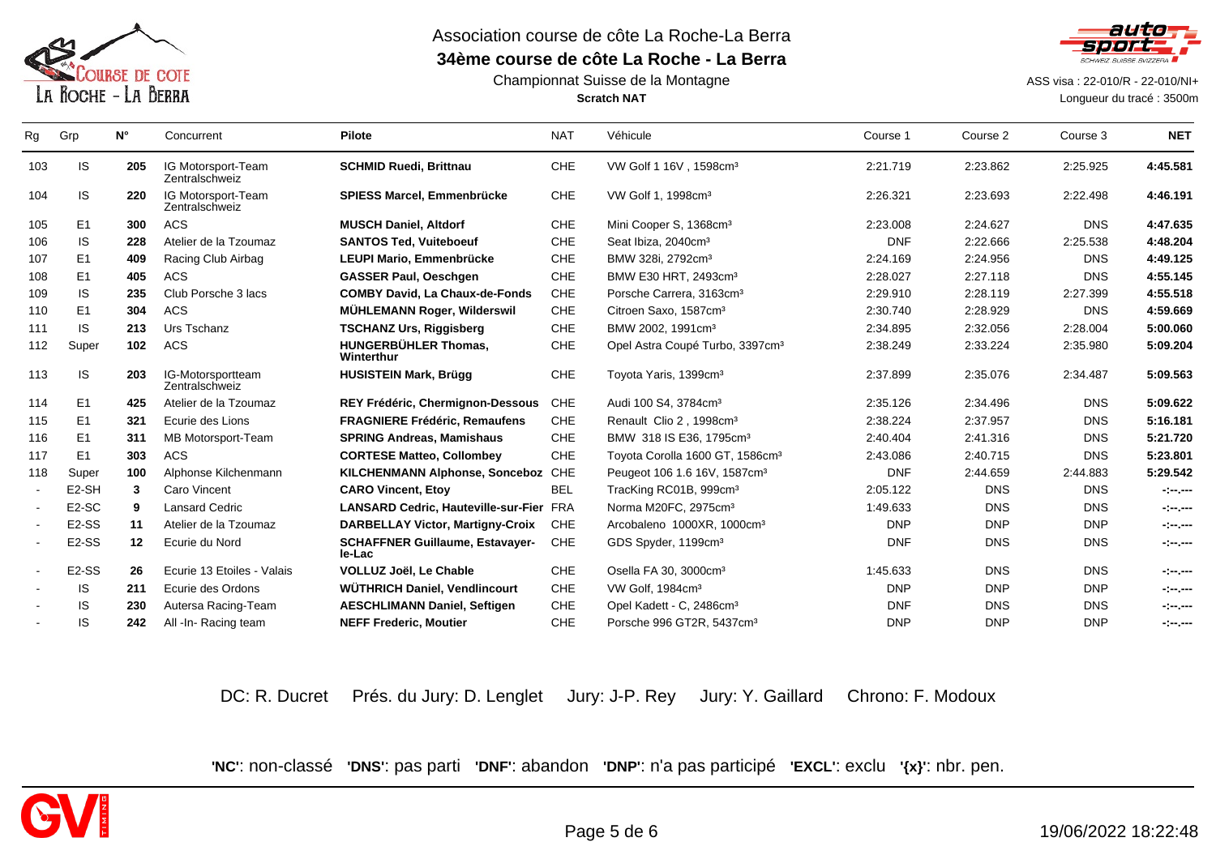Association course de côte La Roche-La Berra

**34ème course de côte La Roche - La Berra**

Championnat Suisse de la Montagne

**Scratch NAT**

ASS visa : 22-010/R - 22-010/NI+

Longueur du tracé : 3500m

| Rg | Grp | N° | Concurrent | Pilote | NAT | Véhicule | Course 1 | Course 2 | Course 3 | NET |
|---|---|---|---|---|---|---|---|---|---|---|
| 103 | IS | **205** | IG Motorsport-Team Zentralschweiz | **SCHMID Ruedi, Brittnau** | CHE | VW Golf 1 16V , 1598cm³ | 2:21.719 | 2:23.862 | 2:25.925 | **4:45.581** |
| 104 | IS | **220** | IG Motorsport-Team Zentralschweiz | **SPIESS Marcel, Emmenbrücke** | CHE | VW Golf 1, 1998cm³ | 2:26.321 | 2:23.693 | 2:22.498 | **4:46.191** |
| 105 | E1 | **300** | ACS | **MUSCH Daniel, Altdorf** | CHE | Mini Cooper S, 1368cm³ | 2:23.008 | 2:24.627 | DNS | **4:47.635** |
| 106 | IS | **228** | Atelier de la Tzoumaz | **SANTOS Ted, Vuiteboeuf** | CHE | Seat Ibiza, 2040cm³ | DNF | 2:22.666 | 2:25.538 | **4:48.204** |
| 107 | E1 | **409** | Racing Club Airbag | **LEUPI Mario, Emmenbrücke** | CHE | BMW 328i, 2792cm³ | 2:24.169 | 2:24.956 | DNS | **4:49.125** |
| 108 | E1 | **405** | ACS | **GASSER Paul, Oeschgen** | CHE | BMW E30 HRT, 2493cm³ | 2:28.027 | 2:27.118 | DNS | **4:55.145** |
| 109 | IS | **235** | Club Porsche 3 lacs | **COMBY David, La Chaux-de-Fonds** | CHE | Porsche Carrera, 3163cm³ | 2:29.910 | 2:28.119 | 2:27.399 | **4:55.518** |
| 110 | E1 | **304** | ACS | **MÜHLEMANN Roger, Wilderswil** | CHE | Citroen Saxo, 1587cm³ | 2:30.740 | 2:28.929 | DNS | **4:59.669** |
| 111 | IS | **213** | Urs Tschanz | **TSCHANZ Urs, Riggisberg** | CHE | BMW 2002, 1991cm³ | 2:34.895 | 2:32.056 | 2:28.004 | **5:00.060** |
| 112 | Super | **102** | ACS | **HUNGERBÜHLER Thomas, Winterthur** | CHE | Opel Astra Coupé Turbo, 3397cm³ | 2:38.249 | 2:33.224 | 2:35.980 | **5:09.204** |
| 113 | IS | **203** | IG-Motorsportteam Zentralschweiz | **HUSISTEIN Mark, Brügg** | CHE | Toyota Yaris, 1399cm³ | 2:37.899 | 2:35.076 | 2:34.487 | **5:09.563** |
| 114 | E1 | **425** | Atelier de la Tzoumaz | **REY Frédéric, Chermignon-Dessous** | CHE | Audi 100 S4, 3784cm³ | 2:35.126 | 2:34.496 | DNS | **5:09.622** |
| 115 | E1 | **321** | Ecurie des Lions | **FRAGNIERE Frédéric, Remaufens** | CHE | Renault Clio 2 , 1998cm³ | 2:38.224 | 2:37.957 | DNS | **5:16.181** |
| 116 | E1 | **311** | MB Motorsport-Team | **SPRING Andreas, Mamishaus** | CHE | BMW 318 IS E36, 1795cm³ | 2:40.404 | 2:41.316 | DNS | **5:21.720** |
| 117 | E1 | **303** | ACS | **CORTESE Matteo, Collombey** | CHE | Toyota Corolla 1600 GT, 1586cm³ | 2:43.086 | 2:40.715 | DNS | **5:23.801** |
| 118 | Super | **100** | Alphonse Kilchenmann | **KILCHENMANN Alphonse, Sonceboz** | CHE | Peugeot 106 1.6 16V, 1587cm³ | DNF | 2:44.659 | 2:44.883 | **5:29.542** |
| - | E2-SH | **3** | Caro Vincent | **CARO Vincent, Etoy** | BEL | TracKing RC01B, 999cm³ | 2:05.122 | DNS | DNS | -:--.--- |
| - | E2-SC | **9** | Lansard Cedric | **LANSARD Cedric, Hauteville-sur-Fier** | FRA | Norma M20FC, 2975cm³ | 1:49.633 | DNS | DNS | -:--.--- |
| - | E2-SS | **11** | Atelier de la Tzoumaz | **DARBELLAY Victor, Martigny-Croix** | CHE | Arcobaleno 1000XR, 1000cm³ | DNP | DNP | DNP | -:--.--- |
| - | E2-SS | **12** | Ecurie du Nord | **SCHAFFNER Guillaume, Estavayer-le-Lac** | CHE | GDS Spyder, 1199cm³ | DNF | DNS | DNS | -:--.--- |
| - | E2-SS | **26** | Ecurie 13 Etoiles - Valais | **VOLLUZ Joël, Le Chable** | CHE | Osella FA 30, 3000cm³ | 1:45.633 | DNS | DNS | -:--.--- |
| - | IS | **211** | Ecurie des Ordons | **WÜTHRICH Daniel, Vendlincourt** | CHE | VW Golf, 1984cm³ | DNP | DNP | DNP | -:--.--- |
| - | IS | **230** | Autersa Racing-Team | **AESCHLIMANN Daniel, Seftigen** | CHE | Opel Kadett - C, 2486cm³ | DNF | DNS | DNS | -:--.--- |
| - | IS | **242** | All -In- Racing team | **NEFF Frederic, Moutier** | CHE | Porsche 996 GT2R, 5437cm³ | DNP | DNP | DNP | -:--.--- |

DC: R. Ducret    Prés. du Jury: D. Lenglet    Jury: J-P. Rey    Jury: Y. Gaillard    Chrono: F. Modoux

**'NC'**: non-classé  **'DNS'**: pas parti  **'DNF'**: abandon  **'DNP'**: n'a pas participé  **'EXCL'**: exclu  **'{x}'**: nbr. pen.

19/06/2022 18:22:48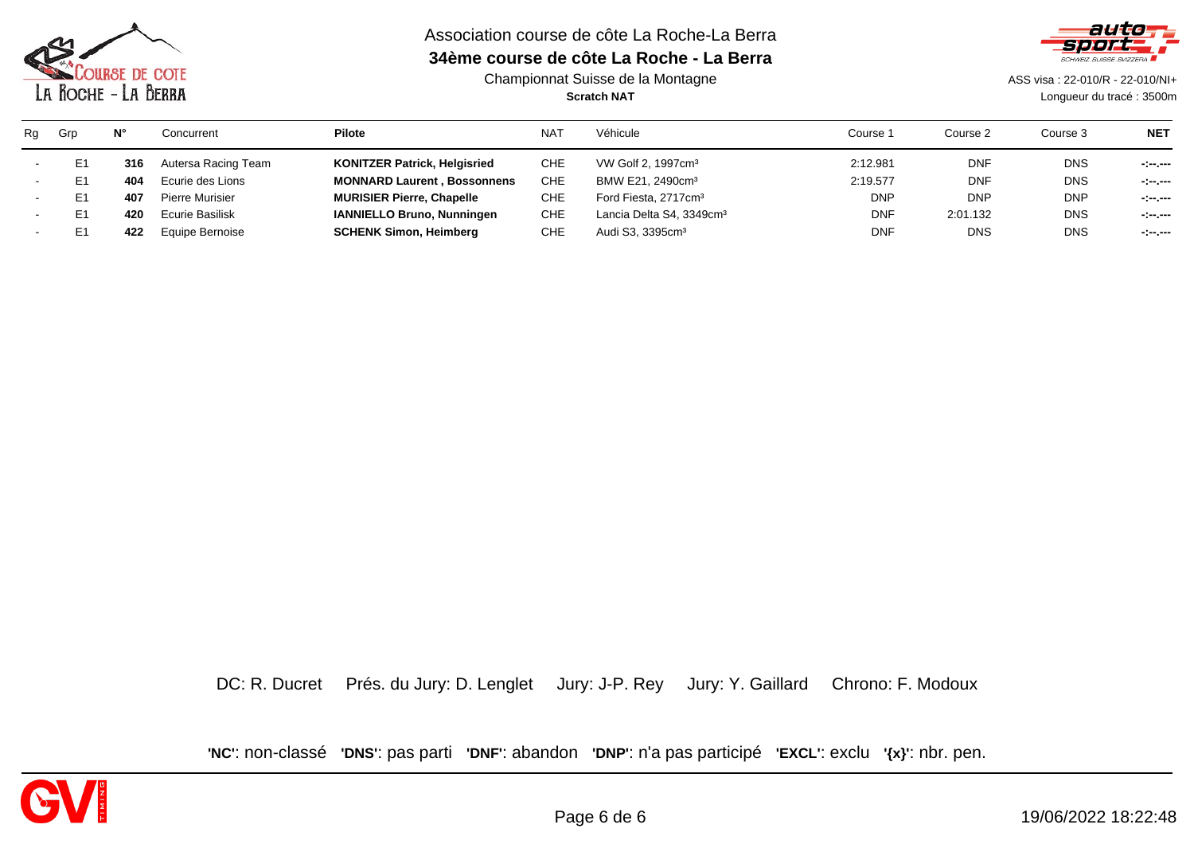Association course de côte La Roche-La Berra

**34ème course de côte La Roche - La Berra**

Championnat Suisse de la Montagne

**Scratch NAT**

ASS visa : 22-010/R - 22-010/NI+

Longueur du tracé : 3500m

| Rg | Grp | N° | Concurrent | Pilote | NAT | Véhicule | Course 1 | Course 2 | Course 3 | NET |
|---|---|---|---|---|---|---|---|---|---|---|
| - | E1 | **316** | Autersa Racing Team | **KONITZER Patrick, Helgisried** | CHE | VW Golf 2, 1997cm³ | 2:12.981 | DNF | DNS | -:--.--- |
| - | E1 | **404** | Ecurie des Lions | **MONNARD Laurent , Bossonnens** | CHE | BMW E21, 2490cm³ | 2:19.577 | DNF | DNS | -:--.--- |
| - | E1 | **407** | Pierre Murisier | **MURISIER Pierre, Chapelle** | CHE | Ford Fiesta, 2717cm³ | DNP | DNP | DNP | -:--.--- |
| - | E1 | **420** | Ecurie Basilisk | **IANNIELLO Bruno, Nunningen** | CHE | Lancia Delta S4, 3349cm³ | DNF | 2:01.132 | DNS | -:--.--- |
| - | E1 | **422** | Equipe Bernoise | **SCHENK Simon, Heimberg** | CHE | Audi S3, 3395cm³ | DNF | DNS | DNS | -:--.--- |

DC: R. Ducret   Prés. du Jury: D. Lenglet   Jury: J-P. Rey   Jury: Y. Gaillard   Chrono: F. Modoux

**'NC'**: non-classé **'DNS'**: pas parti **'DNF'**: abandon **'DNP'**: n'a pas participé **'EXCL'**: exclu **'{x}'**: nbr. pen.

19/06/2022 18:22:48